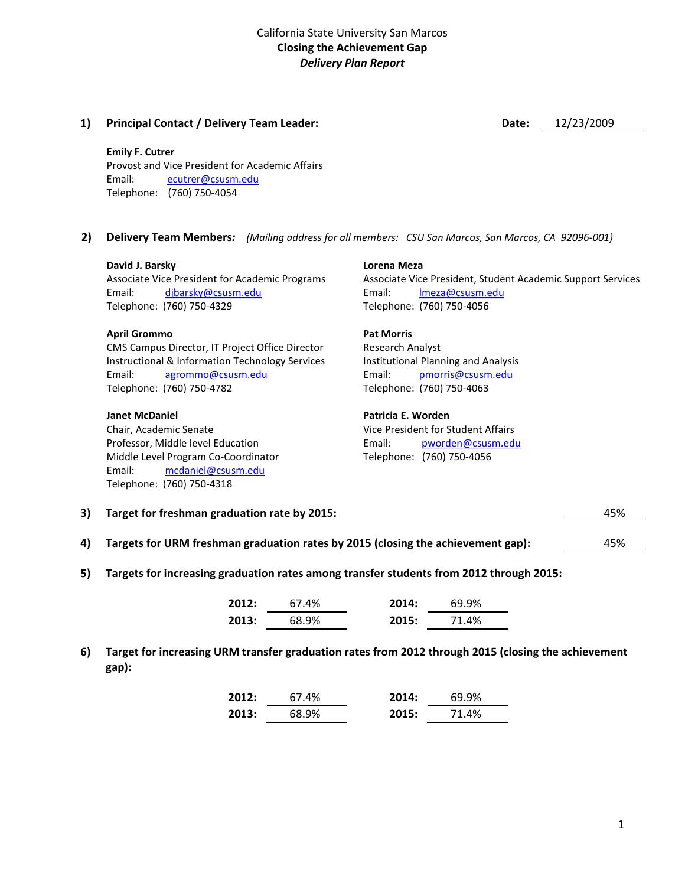# California State University San Marcos
## Closing the Achievement Gap
### *Delivery Plan Report*

**1) Principal Contact / Delivery Team Leader:** **Date:** 12/23/2009

**Emily F. Cutrer**
Provost and Vice President for Academic Affairs
Email: ecutrer@csusm.edu
Telephone: (760) 750-4054

**2) Delivery Team Members***:* *(Mailing address for all members: CSU San Marcos, San Marcos, CA 92096-001)*

**David J. Barsky**
Associate Vice President for Academic Programs
Email: djbarsky@csusm.edu
Telephone: (760) 750-4329

**April Grommo**
CMS Campus Director, IT Project Office Director
Instructional & Information Technology Services
Email: agrommo@csusm.edu
Telephone: (760) 750-4782

**Janet McDaniel**
Chair, Academic Senate
Professor, Middle level Education
Middle Level Program Co-Coordinator
Email: mcdaniel@csusm.edu
Telephone: (760) 750-4318

**Lorena Meza**
Associate Vice President, Student Academic Support Services
Email: lmeza@csusm.edu
Telephone: (760) 750-4056

**Pat Morris**
Research Analyst
Institutional Planning and Analysis
Email: pmorris@csusm.edu
Telephone: (760) 750-4063

**Patricia E. Worden**
Vice President for Student Affairs
Email: pworden@csusm.edu
Telephone: (760) 750-4056

**3) Target for freshman graduation rate by 2015:** 45%

**4) Targets for URM freshman graduation rates by 2015 (closing the achievement gap):** 45%

**5) Targets for increasing graduation rates among transfer students from 2012 through 2015:**

| | | | |
|---|---|---|---|
| **2012:** | 67.4% | **2014:** | 69.9% |
| **2013:** | 68.9% | **2015:** | 71.4% |

**6) Target for increasing URM transfer graduation rates from 2012 through 2015 (closing the achievement gap):**

| | | | |
|---|---|---|---|
| **2012:** | 67.4% | **2014:** | 69.9% |
| **2013:** | 68.9% | **2015:** | 71.4% |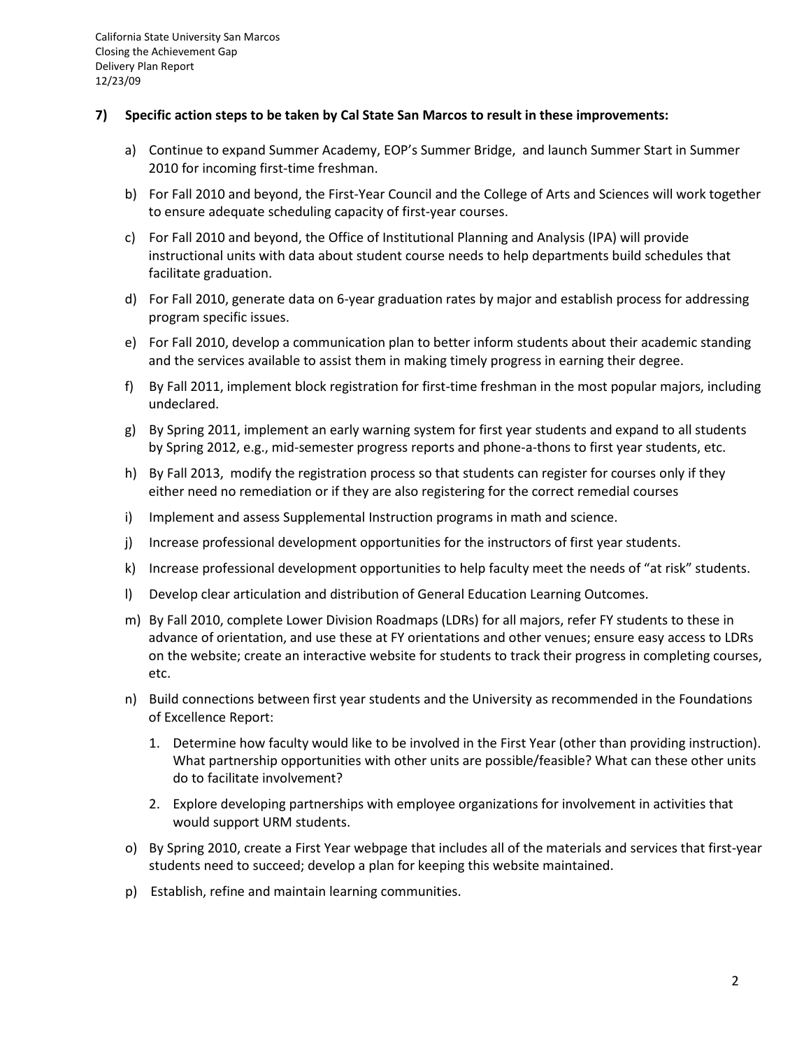**7) Specific action steps to be taken by Cal State San Marcos to result in these improvements:**

a) Continue to expand Summer Academy, EOP's Summer Bridge, and launch Summer Start in Summer 2010 for incoming first-time freshman.

b) For Fall 2010 and beyond, the First-Year Council and the College of Arts and Sciences will work together to ensure adequate scheduling capacity of first-year courses.

c) For Fall 2010 and beyond, the Office of Institutional Planning and Analysis (IPA) will provide instructional units with data about student course needs to help departments build schedules that facilitate graduation.

d) For Fall 2010, generate data on 6-year graduation rates by major and establish process for addressing program specific issues.

e) For Fall 2010, develop a communication plan to better inform students about their academic standing and the services available to assist them in making timely progress in earning their degree.

f) By Fall 2011, implement block registration for first-time freshman in the most popular majors, including undeclared.

g) By Spring 2011, implement an early warning system for first year students and expand to all students by Spring 2012, e.g., mid-semester progress reports and phone-a-thons to first year students, etc.

h) By Fall 2013, modify the registration process so that students can register for courses only if they either need no remediation or if they are also registering for the correct remedial courses

i) Implement and assess Supplemental Instruction programs in math and science.

j) Increase professional development opportunities for the instructors of first year students.

k) Increase professional development opportunities to help faculty meet the needs of "at risk" students.

l) Develop clear articulation and distribution of General Education Learning Outcomes.

m) By Fall 2010, complete Lower Division Roadmaps (LDRs) for all majors, refer FY students to these in advance of orientation, and use these at FY orientations and other venues; ensure easy access to LDRs on the website; create an interactive website for students to track their progress in completing courses, etc.

n) Build connections between first year students and the University as recommended in the Foundations of Excellence Report:

   1. Determine how faculty would like to be involved in the First Year (other than providing instruction). What partnership opportunities with other units are possible/feasible? What can these other units do to facilitate involvement?

   2. Explore developing partnerships with employee organizations for involvement in activities that would support URM students.

o) By Spring 2010, create a First Year webpage that includes all of the materials and services that first-year students need to succeed; develop a plan for keeping this website maintained.

p) Establish, refine and maintain learning communities.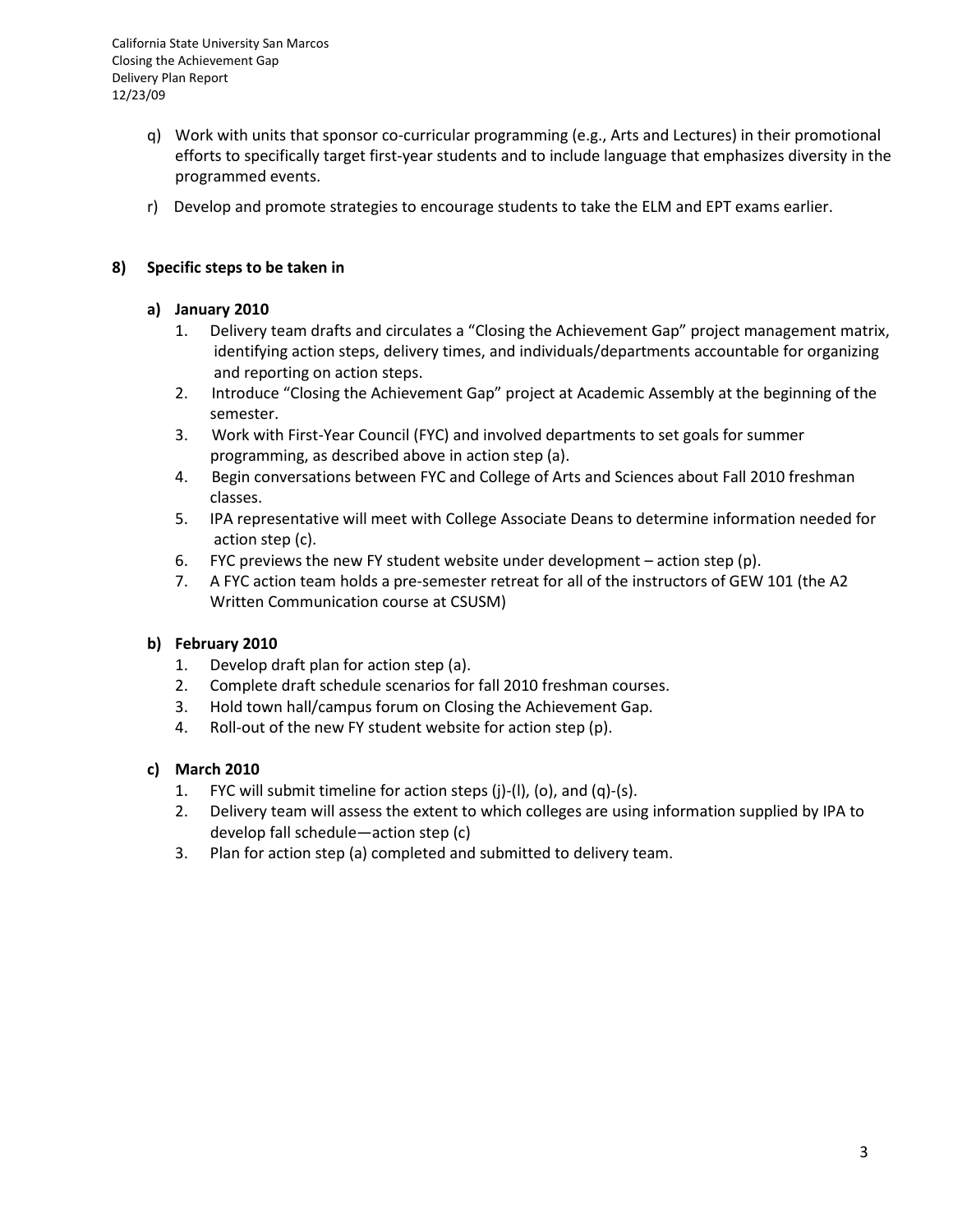q) Work with units that sponsor co-curricular programming (e.g., Arts and Lectures) in their promotional efforts to specifically target first-year students and to include language that emphasizes diversity in the programmed events.

r) Develop and promote strategies to encourage students to take the ELM and EPT exams earlier.

## 8) Specific steps to be taken in

### a) January 2010

1. Delivery team drafts and circulates a "Closing the Achievement Gap" project management matrix, identifying action steps, delivery times, and individuals/departments accountable for organizing and reporting on action steps.
2. Introduce "Closing the Achievement Gap" project at Academic Assembly at the beginning of the semester.
3. Work with First-Year Council (FYC) and involved departments to set goals for summer programming, as described above in action step (a).
4. Begin conversations between FYC and College of Arts and Sciences about Fall 2010 freshman classes.
5. IPA representative will meet with College Associate Deans to determine information needed for action step (c).
6. FYC previews the new FY student website under development – action step (p).
7. A FYC action team holds a pre-semester retreat for all of the instructors of GEW 101 (the A2 Written Communication course at CSUSM)

### b) February 2010

1. Develop draft plan for action step (a).
2. Complete draft schedule scenarios for fall 2010 freshman courses.
3. Hold town hall/campus forum on Closing the Achievement Gap.
4. Roll-out of the new FY student website for action step (p).

### c) March 2010

1. FYC will submit timeline for action steps (j)-(l), (o), and (q)-(s).
2. Delivery team will assess the extent to which colleges are using information supplied by IPA to develop fall schedule—action step (c)
3. Plan for action step (a) completed and submitted to delivery team.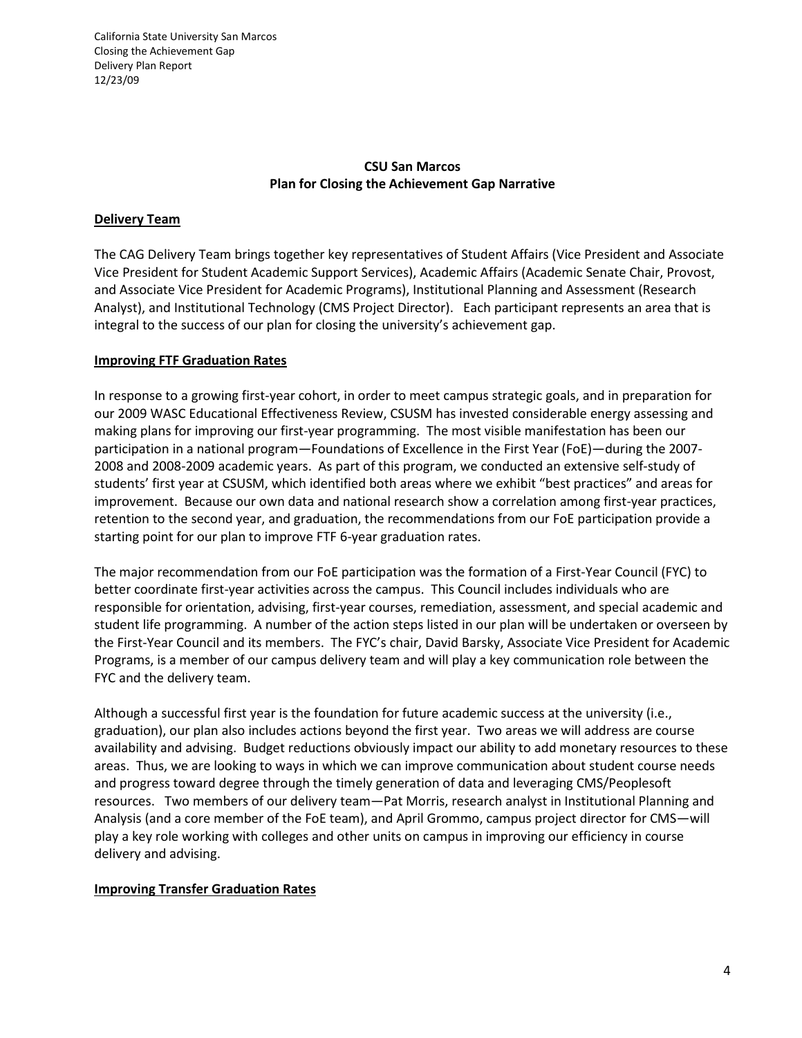## CSU San Marcos
## Plan for Closing the Achievement Gap Narrative

**Delivery Team**

The CAG Delivery Team brings together key representatives of Student Affairs (Vice President and Associate Vice President for Student Academic Support Services), Academic Affairs (Academic Senate Chair, Provost, and Associate Vice President for Academic Programs), Institutional Planning and Assessment (Research Analyst), and Institutional Technology (CMS Project Director). Each participant represents an area that is integral to the success of our plan for closing the university's achievement gap.

**Improving FTF Graduation Rates**

In response to a growing first-year cohort, in order to meet campus strategic goals, and in preparation for our 2009 WASC Educational Effectiveness Review, CSUSM has invested considerable energy assessing and making plans for improving our first-year programming. The most visible manifestation has been our participation in a national program—Foundations of Excellence in the First Year (FoE)—during the 2007-2008 and 2008-2009 academic years. As part of this program, we conducted an extensive self-study of students' first year at CSUSM, which identified both areas where we exhibit "best practices" and areas for improvement. Because our own data and national research show a correlation among first-year practices, retention to the second year, and graduation, the recommendations from our FoE participation provide a starting point for our plan to improve FTF 6-year graduation rates.

The major recommendation from our FoE participation was the formation of a First-Year Council (FYC) to better coordinate first-year activities across the campus. This Council includes individuals who are responsible for orientation, advising, first-year courses, remediation, assessment, and special academic and student life programming. A number of the action steps listed in our plan will be undertaken or overseen by the First-Year Council and its members. The FYC's chair, David Barsky, Associate Vice President for Academic Programs, is a member of our campus delivery team and will play a key communication role between the FYC and the delivery team.

Although a successful first year is the foundation for future academic success at the university (i.e., graduation), our plan also includes actions beyond the first year. Two areas we will address are course availability and advising. Budget reductions obviously impact our ability to add monetary resources to these areas. Thus, we are looking to ways in which we can improve communication about student course needs and progress toward degree through the timely generation of data and leveraging CMS/Peoplesoft resources. Two members of our delivery team—Pat Morris, research analyst in Institutional Planning and Analysis (and a core member of the FoE team), and April Grommo, campus project director for CMS—will play a key role working with colleges and other units on campus in improving our efficiency in course delivery and advising.

**Improving Transfer Graduation Rates**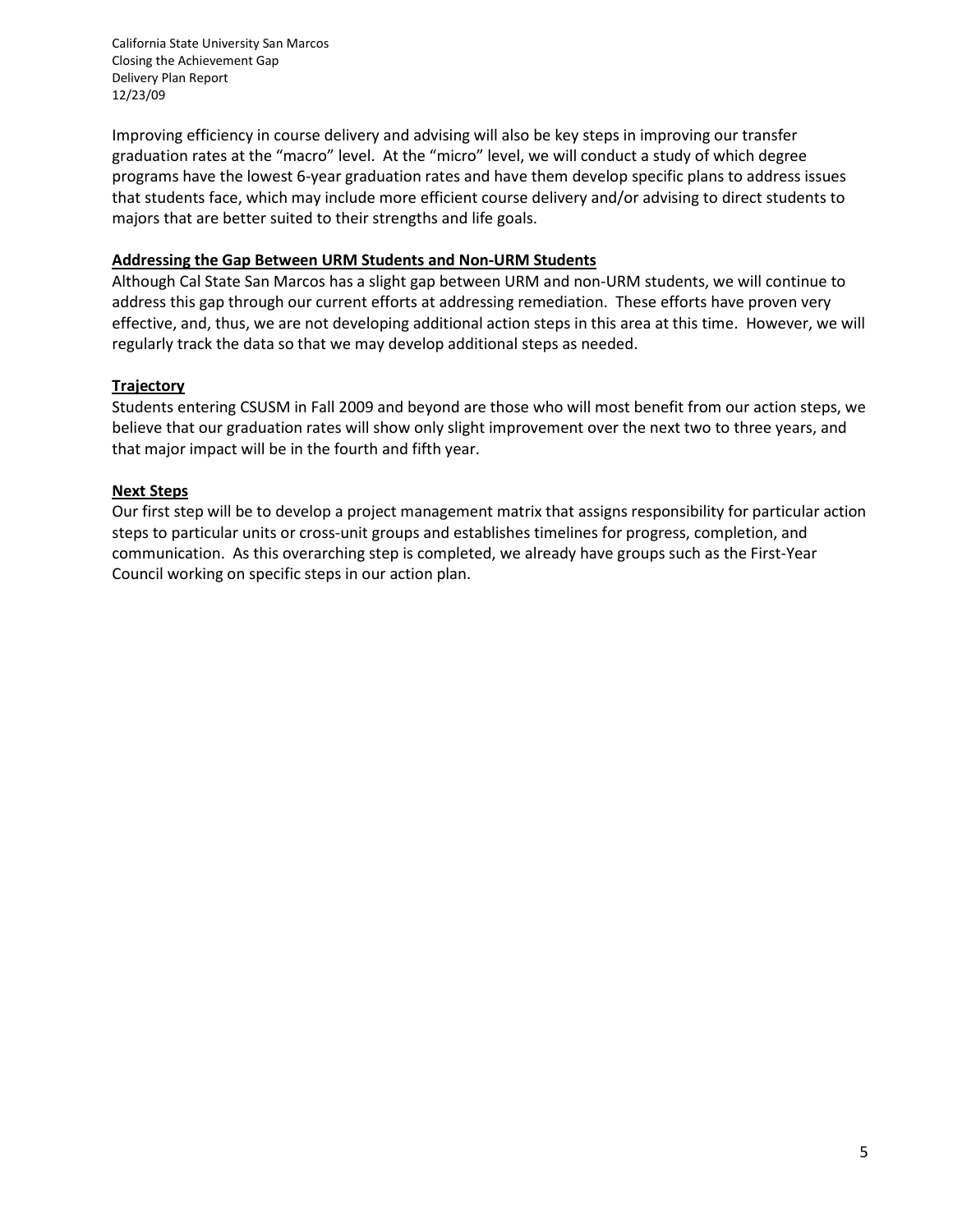Improving efficiency in course delivery and advising will also be key steps in improving our transfer graduation rates at the "macro" level. At the "micro" level, we will conduct a study of which degree programs have the lowest 6-year graduation rates and have them develop specific plans to address issues that students face, which may include more efficient course delivery and/or advising to direct students to majors that are better suited to their strengths and life goals.

**Addressing the Gap Between URM Students and Non-URM Students**

Although Cal State San Marcos has a slight gap between URM and non-URM students, we will continue to address this gap through our current efforts at addressing remediation. These efforts have proven very effective, and, thus, we are not developing additional action steps in this area at this time. However, we will regularly track the data so that we may develop additional steps as needed.

**Trajectory**

Students entering CSUSM in Fall 2009 and beyond are those who will most benefit from our action steps, we believe that our graduation rates will show only slight improvement over the next two to three years, and that major impact will be in the fourth and fifth year.

**Next Steps**

Our first step will be to develop a project management matrix that assigns responsibility for particular action steps to particular units or cross-unit groups and establishes timelines for progress, completion, and communication. As this overarching step is completed, we already have groups such as the First-Year Council working on specific steps in our action plan.